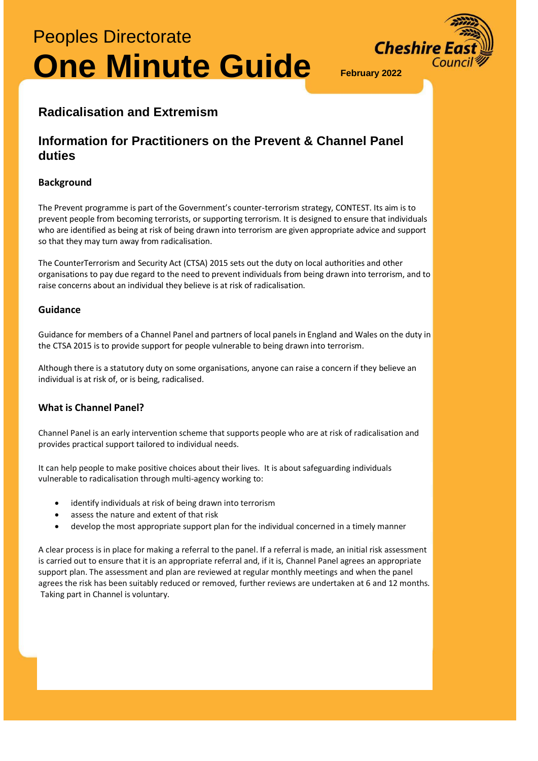Peoples Directorate

# One Minute Guide

February 2022

Cheshire East Council

## Radicalisation and Extremism

## Information for Practitioners on the Prevent & Channel Panel duties

### Background

The Prevent programme is part of the Government's counter-terrorism strategy, CONTEST. Its aim is to prevent people from becoming terrorists, or supporting terrorism. It is designed to ensure that individuals who are identified as being at risk of being drawn into terrorism are given appropriate advice and support so that they may turn away from radicalisation.

The CounterTerrorism and Security Act (CTSA) 2015 sets out the duty on local authorities and other organisations to pay due regard to the need to prevent individuals from being drawn into terrorism, and to raise concerns about an individual they believe is at risk of radicalisation.

### Guidance

Guidance for members of a Channel Panel and partners of local panels in England and Wales on the duty in the CTSA 2015 is to provide support for people vulnerable to being drawn into terrorism.

Although there is a statutory duty on some organisations, anyone can raise a concern if they believe an individual is at risk of, or is being, radicalised.

### What is Channel Panel?

Channel Panel is an early intervention scheme that supports people who are at risk of radicalisation and provides practical support tailored to individual needs.

It can help people to make positive choices about their lives. It is about safeguarding individuals vulnerable to radicalisation through multi-agency working to:

- identify individuals at risk of being drawn into terrorism
- assess the nature and extent of that risk
- develop the most appropriate support plan for the individual concerned in a timely manner

A clear process is in place for making a referral to the panel. If a referral is made, an initial risk assessment is carried out to ensure that it is an appropriate referral and, if it is, Channel Panel agrees an appropriate support plan. The assessment and plan are reviewed at regular monthly meetings and when the panel agrees the risk has been suitably reduced or removed, further reviews are undertaken at 6 and 12 months. Taking part in Channel is voluntary.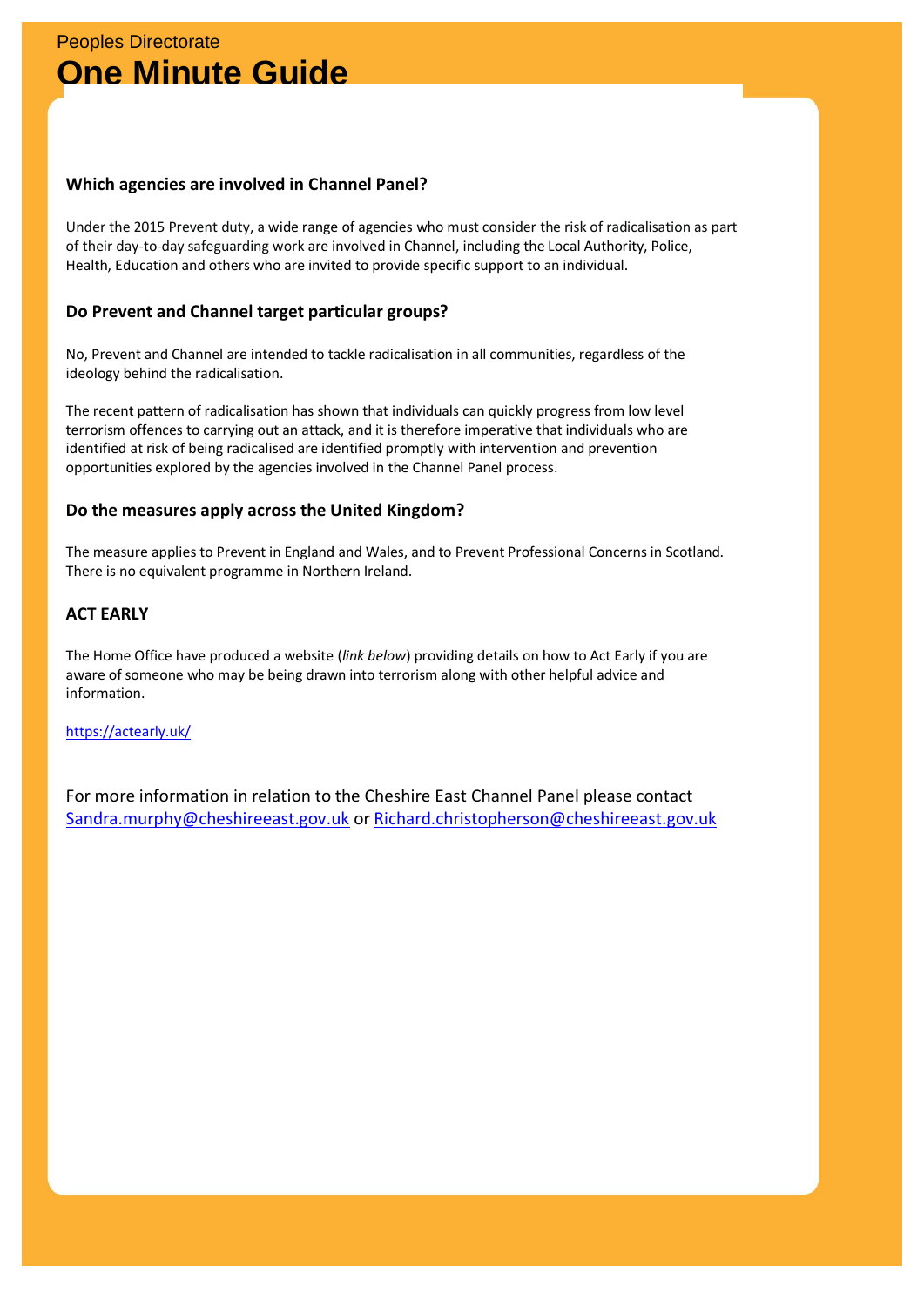Peoples Directorate

# One Minute Guide

### Which agencies are involved in Channel Panel?

Under the 2015 Prevent duty, a wide range of agencies who must consider the risk of radicalisation as part of their day-to-day safeguarding work are involved in Channel, including the Local Authority, Police, Health, Education and others who are invited to provide specific support to an individual.

### Do Prevent and Channel target particular groups?

No, Prevent and Channel are intended to tackle radicalisation in all communities, regardless of the ideology behind the radicalisation.

The recent pattern of radicalisation has shown that individuals can quickly progress from low level terrorism offences to carrying out an attack, and it is therefore imperative that individuals who are identified at risk of being radicalised are identified promptly with intervention and prevention opportunities explored by the agencies involved in the Channel Panel process.

### Do the measures apply across the United Kingdom?

The measure applies to Prevent in England and Wales, and to Prevent Professional Concerns in Scotland. There is no equivalent programme in Northern Ireland.

### ACT EARLY

The Home Office have produced a website (*link below*) providing details on how to Act Early if you are aware of someone who may be being drawn into terrorism along with other helpful advice and information.

https://actearly.uk/

For more information in relation to the Cheshire East Channel Panel please contact Sandra.murphy@cheshireeast.gov.uk or Richard.christopherson@cheshireeast.gov.uk